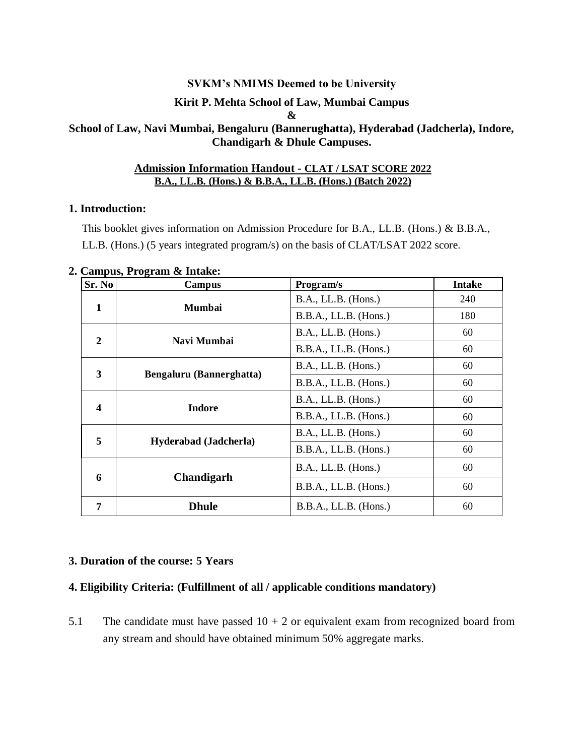**SVKM's NMIMS Deemed to be University**

**Kirit P. Mehta School of Law, Mumbai Campus**

**&**

**School of Law, Navi Mumbai, Bengaluru (Bannerughatta), Hyderabad (Jadcherla), Indore, Chandigarh & Dhule Campuses.**

**<u>Admission Information Handout - CLAT / LSAT SCORE 2022</u>**

**<u>B.A., LL.B. (Hons.) & B.B.A., LL.B. (Hons.) (Batch 2022)</u>**

## 1. Introduction:

This booklet gives information on Admission Procedure for B.A., LL.B. (Hons.) & B.B.A., LL.B. (Hons.) (5 years integrated program/s) on the basis of CLAT/LSAT 2022 score.

## 2. Campus, Program & Intake:

| Sr. No | Campus | Program/s | Intake |
|---|---|---|---|
| 1 | Mumbai | B.A., LL.B. (Hons.) | 240 |
| | | B.B.A., LL.B. (Hons.) | 180 |
| 2 | Navi Mumbai | B.A., LL.B. (Hons.) | 60 |
| | | B.B.A., LL.B. (Hons.) | 60 |
| 3 | Bengaluru (Bannerghatta) | B.A., LL.B. (Hons.) | 60 |
| | | B.B.A., LL.B. (Hons.) | 60 |
| 4 | Indore | B.A., LL.B. (Hons.) | 60 |
| | | B.B.A., LL.B. (Hons.) | 60 |
| 5 | Hyderabad (Jadcherla) | B.A., LL.B. (Hons.) | 60 |
| | | B.B.A., LL.B. (Hons.) | 60 |
| 6 | Chandigarh | B.A., LL.B. (Hons.) | 60 |
| | | B.B.A., LL.B. (Hons.) | 60 |
| 7 | Dhule | B.B.A., LL.B. (Hons.) | 60 |

## 3. Duration of the course: 5 Years

## 4. Eligibility Criteria: (Fulfillment of all / applicable conditions mandatory)

5.1 The candidate must have passed 10 + 2 or equivalent exam from recognized board from any stream and should have obtained minimum 50% aggregate marks.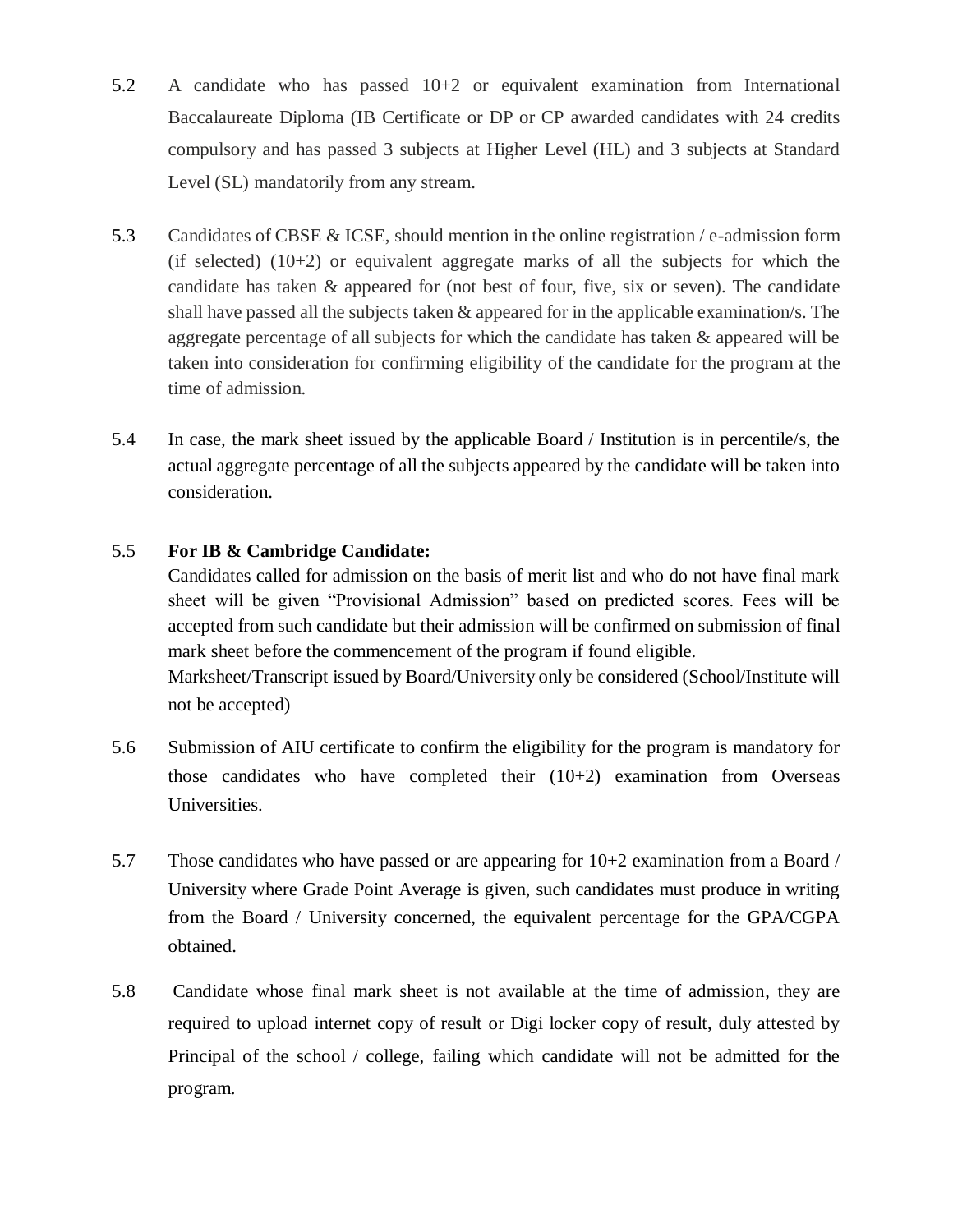5.2 A candidate who has passed 10+2 or equivalent examination from International Baccalaureate Diploma (IB Certificate or DP or CP awarded candidates with 24 credits compulsory and has passed 3 subjects at Higher Level (HL) and 3 subjects at Standard Level (SL) mandatorily from any stream.

5.3 Candidates of CBSE & ICSE, should mention in the online registration / e-admission form (if selected) (10+2) or equivalent aggregate marks of all the subjects for which the candidate has taken & appeared for (not best of four, five, six or seven). The candidate shall have passed all the subjects taken & appeared for in the applicable examination/s. The aggregate percentage of all subjects for which the candidate has taken & appeared will be taken into consideration for confirming eligibility of the candidate for the program at the time of admission.

5.4 In case, the mark sheet issued by the applicable Board / Institution is in percentile/s, the actual aggregate percentage of all the subjects appeared by the candidate will be taken into consideration.

5.5 **For IB & Cambridge Candidate:**
Candidates called for admission on the basis of merit list and who do not have final mark sheet will be given "Provisional Admission" based on predicted scores. Fees will be accepted from such candidate but their admission will be confirmed on submission of final mark sheet before the commencement of the program if found eligible.
Marksheet/Transcript issued by Board/University only be considered (School/Institute will not be accepted)

5.6 Submission of AIU certificate to confirm the eligibility for the program is mandatory for those candidates who have completed their (10+2) examination from Overseas Universities.

5.7 Those candidates who have passed or are appearing for 10+2 examination from a Board / University where Grade Point Average is given, such candidates must produce in writing from the Board / University concerned, the equivalent percentage for the GPA/CGPA obtained.

5.8 Candidate whose final mark sheet is not available at the time of admission, they are required to upload internet copy of result or Digi locker copy of result, duly attested by Principal of the school / college, failing which candidate will not be admitted for the program.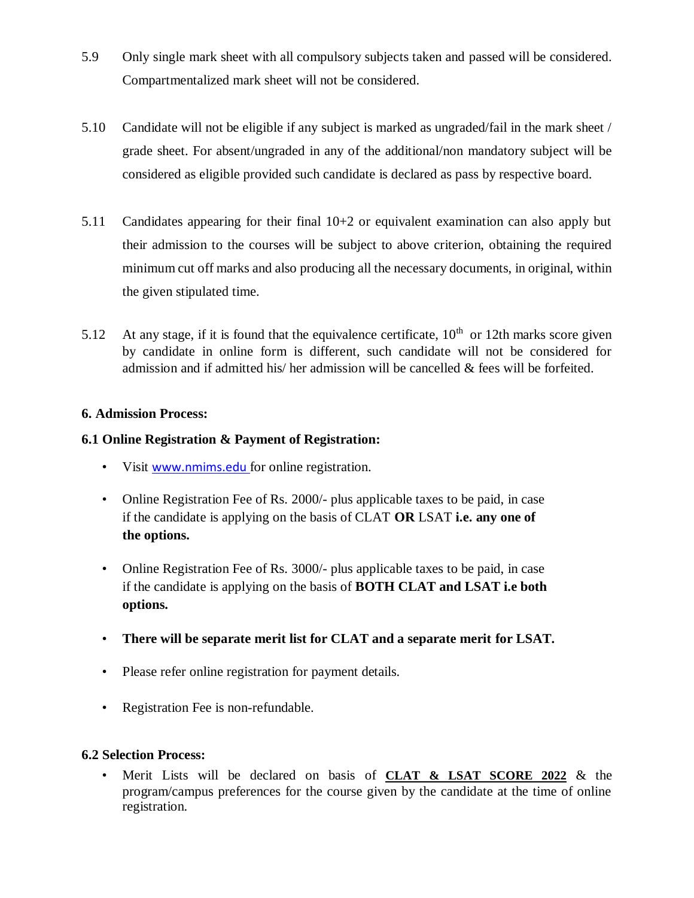5.9 Only single mark sheet with all compulsory subjects taken and passed will be considered. Compartmentalized mark sheet will not be considered.

5.10 Candidate will not be eligible if any subject is marked as ungraded/fail in the mark sheet / grade sheet. For absent/ungraded in any of the additional/non mandatory subject will be considered as eligible provided such candidate is declared as pass by respective board.

5.11 Candidates appearing for their final 10+2 or equivalent examination can also apply but their admission to the courses will be subject to above criterion, obtaining the required minimum cut off marks and also producing all the necessary documents, in original, within the given stipulated time.

5.12 At any stage, if it is found that the equivalence certificate, 10th or 12th marks score given by candidate in online form is different, such candidate will not be considered for admission and if admitted his/ her admission will be cancelled & fees will be forfeited.

**6. Admission Process:**

**6.1 Online Registration & Payment of Registration:**

- Visit www.nmims.edu for online registration.
- Online Registration Fee of Rs. 2000/- plus applicable taxes to be paid, in case if the candidate is applying on the basis of CLAT **OR** LSAT **i.e. any one of the options.**
- Online Registration Fee of Rs. 3000/- plus applicable taxes to be paid, in case if the candidate is applying on the basis of **BOTH CLAT and LSAT i.e both options.**
- **There will be separate merit list for CLAT and a separate merit for LSAT.**
- Please refer online registration for payment details.
- Registration Fee is non-refundable.

**6.2 Selection Process:**

- Merit Lists will be declared on basis of **CLAT & LSAT SCORE 2022** & the program/campus preferences for the course given by the candidate at the time of online registration.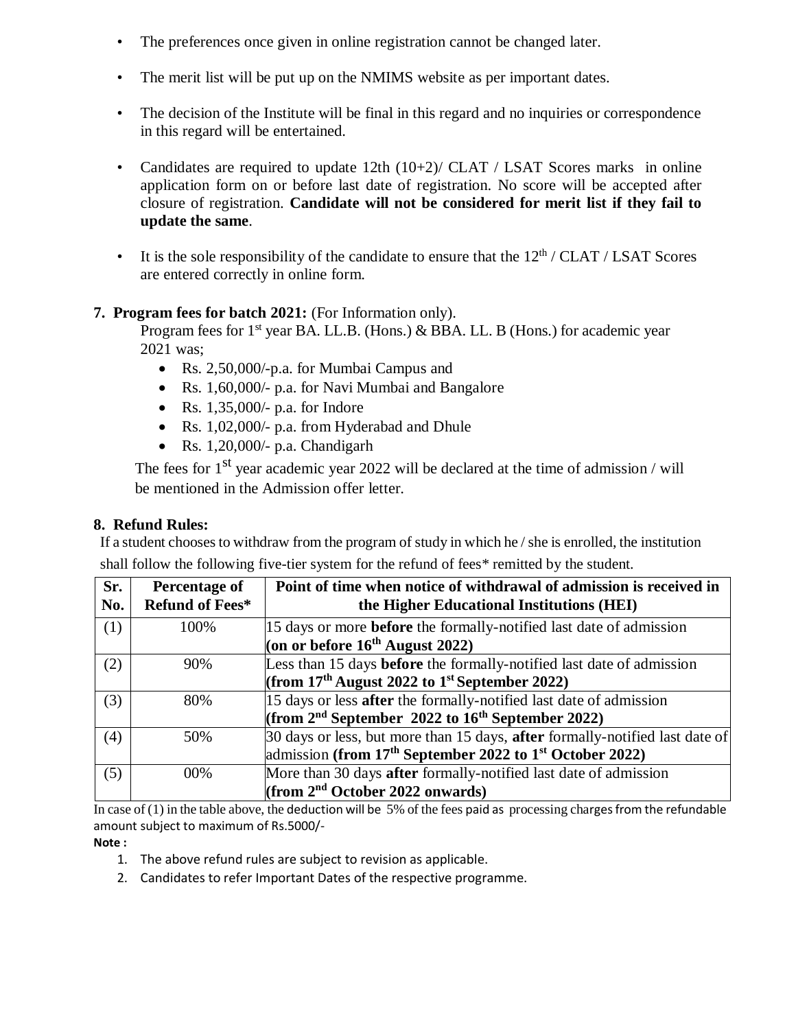- The preferences once given in online registration cannot be changed later.
- The merit list will be put up on the NMIMS website as per important dates.
- The decision of the Institute will be final in this regard and no inquiries or correspondence in this regard will be entertained.
- Candidates are required to update 12th (10+2)/ CLAT / LSAT Scores marks in online application form on or before last date of registration. No score will be accepted after closure of registration. **Candidate will not be considered for merit list if they fail to update the same**.
- It is the sole responsibility of the candidate to ensure that the 12th / CLAT / LSAT Scores are entered correctly in online form.

**7. Program fees for batch 2021:** (For Information only).

Program fees for 1st year BA. LL.B. (Hons.) & BBA. LL. B (Hons.) for academic year 2021 was;

- Rs. 2,50,000/-p.a. for Mumbai Campus and
- Rs. 1,60,000/- p.a. for Navi Mumbai and Bangalore
- Rs. 1,35,000/- p.a. for Indore
- Rs. 1,02,000/- p.a. from Hyderabad and Dhule
- Rs. 1,20,000/- p.a. Chandigarh

The fees for 1st year academic year 2022 will be declared at the time of admission / will be mentioned in the Admission offer letter.

**8. Refund Rules:**

If a student chooses to withdraw from the program of study in which he / she is enrolled, the institution shall follow the following five-tier system for the refund of fees* remitted by the student.

| Sr. No. | Percentage of Refund of Fees* | Point of time when notice of withdrawal of admission is received in the Higher Educational Institutions (HEI) |
|---|---|---|
| (1) | 100% | 15 days or more **before** the formally-notified last date of admission **(on or before 16th August 2022)** |
| (2) | 90% | Less than 15 days **before** the formally-notified last date of admission **(from 17th August 2022 to 1st September 2022)** |
| (3) | 80% | 15 days or less **after** the formally-notified last date of admission **(from 2nd September 2022 to 16th September 2022)** |
| (4) | 50% | 30 days or less, but more than 15 days, **after** formally-notified last date of admission **(from 17th September 2022 to 1st October 2022)** |
| (5) | 00% | More than 30 days **after** formally-notified last date of admission **(from 2nd October 2022 onwards)** |

In case of (1) in the table above, the deduction will be 5% of the fees paid as processing charges from the refundable amount subject to maximum of Rs.5000/-

**Note :**

1. The above refund rules are subject to revision as applicable.
2. Candidates to refer Important Dates of the respective programme.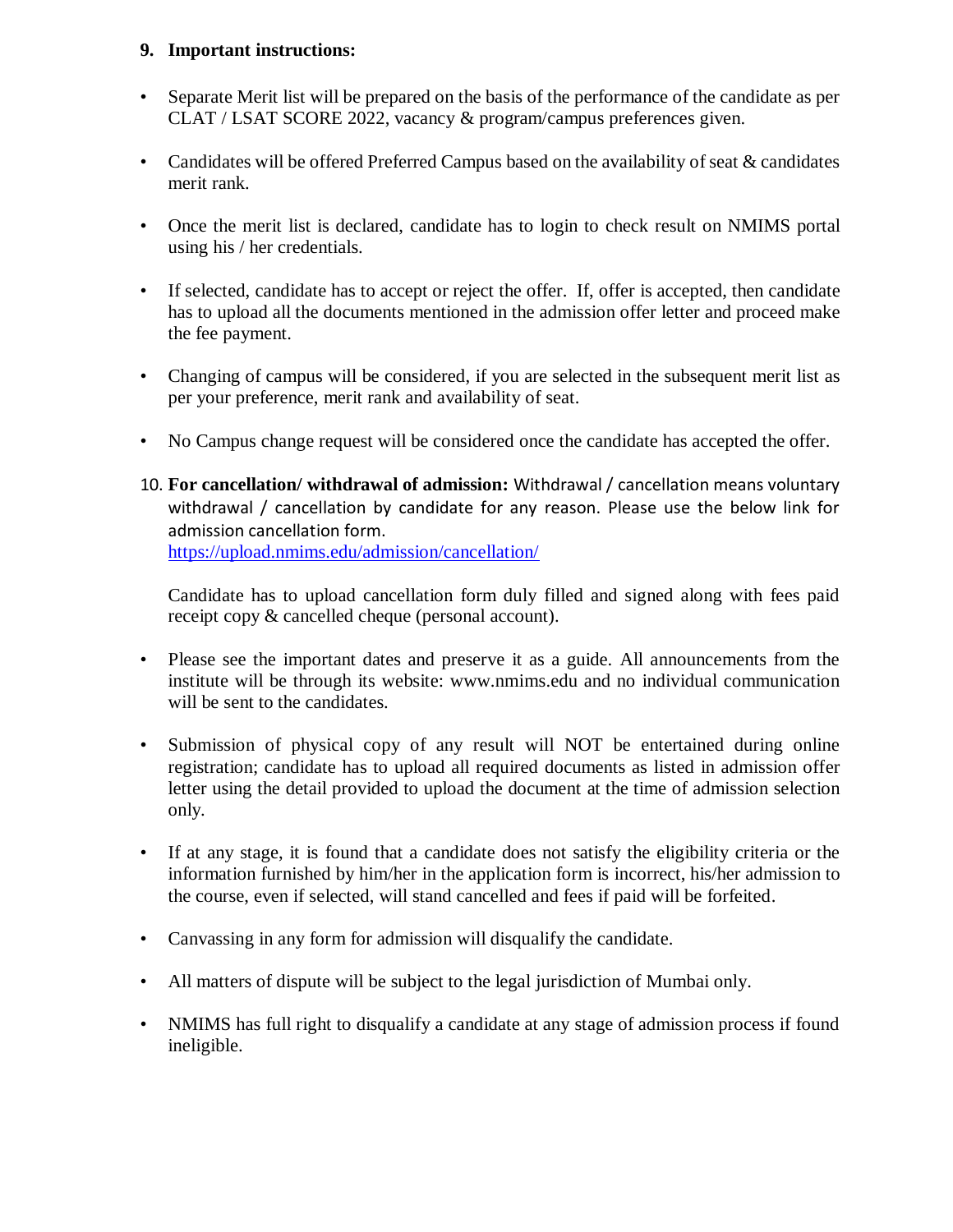**9. Important instructions:**

- Separate Merit list will be prepared on the basis of the performance of the candidate as per CLAT / LSAT SCORE 2022, vacancy & program/campus preferences given.

- Candidates will be offered Preferred Campus based on the availability of seat & candidates merit rank.

- Once the merit list is declared, candidate has to login to check result on NMIMS portal using his / her credentials.

- If selected, candidate has to accept or reject the offer. If, offer is accepted, then candidate has to upload all the documents mentioned in the admission offer letter and proceed make the fee payment.

- Changing of campus will be considered, if you are selected in the subsequent merit list as per your preference, merit rank and availability of seat.

- No Campus change request will be considered once the candidate has accepted the offer.

10. **For cancellation/ withdrawal of admission:** Withdrawal / cancellation means voluntary withdrawal / cancellation by candidate for any reason. Please use the below link for admission cancellation form.
[https://upload.nmims.edu/admission/cancellation/](https://upload.nmims.edu/admission/cancellation/)

    Candidate has to upload cancellation form duly filled and signed along with fees paid receipt copy & cancelled cheque (personal account).

- Please see the important dates and preserve it as a guide. All announcements from the institute will be through its website: www.nmims.edu and no individual communication will be sent to the candidates.

- Submission of physical copy of any result will NOT be entertained during online registration; candidate has to upload all required documents as listed in admission offer letter using the detail provided to upload the document at the time of admission selection only.

- If at any stage, it is found that a candidate does not satisfy the eligibility criteria or the information furnished by him/her in the application form is incorrect, his/her admission to the course, even if selected, will stand cancelled and fees if paid will be forfeited.

- Canvassing in any form for admission will disqualify the candidate.

- All matters of dispute will be subject to the legal jurisdiction of Mumbai only.

- NMIMS has full right to disqualify a candidate at any stage of admission process if found ineligible.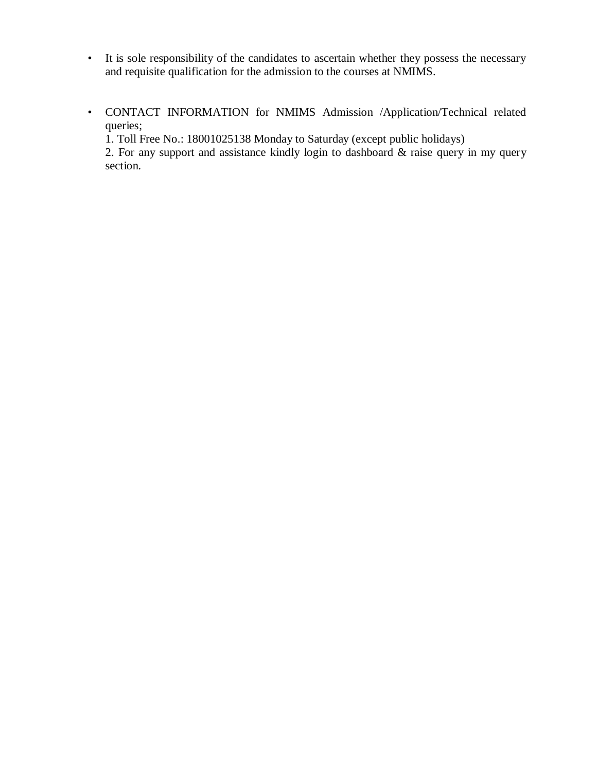- It is sole responsibility of the candidates to ascertain whether they possess the necessary and requisite qualification for the admission to the courses at NMIMS.

- CONTACT INFORMATION for NMIMS Admission /Application/Technical related queries;
  1. Toll Free No.: 18001025138 Monday to Saturday (except public holidays)
  2. For any support and assistance kindly login to dashboard & raise query in my query section.